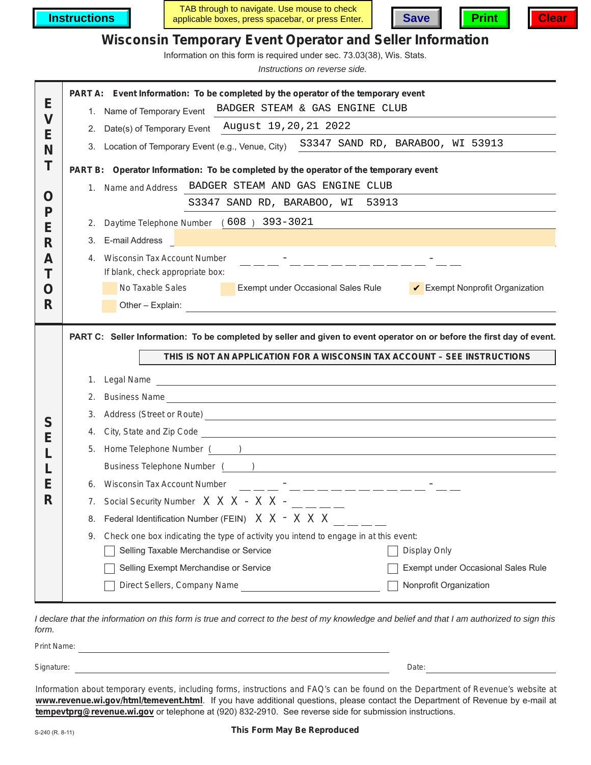Instructions | TAB through to navigate. Use mouse to check applicable boxes, press spacebar, or press Enter. | Save | Print | Clear

# Wisconsin Temporary Event Operator and Seller Information

Information on this form is required under sec. 73.03(38), Wis. Stats.

*Instructions on reverse side.*

## EVENT OPERATOR

**PART A: Event Information: To be completed by the operator of the temporary event**

1. Name of Temporary Event: BADGER STEAM & GAS ENGINE CLUB
2. Date(s) of Temporary Event: August 19,20,21 2022
3. Location of Temporary Event (e.g., Venue, City): S3347 SAND RD, BARABOO, WI 53913

**PART B: Operator Information: To be completed by the operator of the temporary event**

1. Name and Address: BADGER STEAM AND GAS ENGINE CLUB
   S3347 SAND RD, BARABOO, WI 53913
2. Daytime Telephone Number: ( 608 ) 393-3021
3. E-mail Address:
4. Wisconsin Tax Account Number: ___ ___ ___ - ___ ___ ___ ___ ___ ___ ___ ___ ___ ___ ___ ___ - ___ ___
   If blank, check appropriate box:
   - ☐ No Taxable Sales
   - ☐ Exempt under Occasional Sales Rule
   - ☑ Exempt Nonprofit Organization
   - ☐ Other – Explain: ____________

## SELLER

**PART C: Seller Information: To be completed by seller and given to event operator on or before the first day of event.**

**THIS IS NOT AN APPLICATION FOR A WISCONSIN TAX ACCOUNT – SEE INSTRUCTIONS**

1. Legal Name: ____________
2. Business Name: ____________
3. Address (Street or Route): ____________
4. City, State and Zip Code: ____________
5. Home Telephone Number ( ) ____________
   Business Telephone Number ( ) ____________
6. Wisconsin Tax Account Number: ___ ___ ___ - ___ ___ ___ ___ ___ ___ ___ ___ ___ ___ ___ ___ - ___ ___
7. Social Security Number: X X X - X X - ___ ___ ___ ___
8. Federal Identification Number (FEIN): X X - X X X ___ ___ ___ ___
9. Check one box indicating the type of activity you intend to engage in at this event:
   - ☐ Selling Taxable Merchandise or Service
   - ☐ Display Only
   - ☐ Selling Exempt Merchandise or Service
   - ☐ Exempt under Occasional Sales Rule
   - ☐ Direct Sellers, Company Name ____________
   - ☐ Nonprofit Organization

*I declare that the information on this form is true and correct to the best of my knowledge and belief and that I am authorized to sign this form.*

Print Name: ____________

Signature: ____________ Date: ____________

Information about temporary events, including forms, instructions and FAQ's can be found on the Department of Revenue's website at **www.revenue.wi.gov/html/temevent.html**. If you have additional questions, please contact the Department of Revenue by e-mail at **tempevtprg@revenue.wi.gov** or telephone at (920) 832-2910. See reverse side for submission instructions.

S-240 (R. 8-11)

**This Form May Be Reproduced**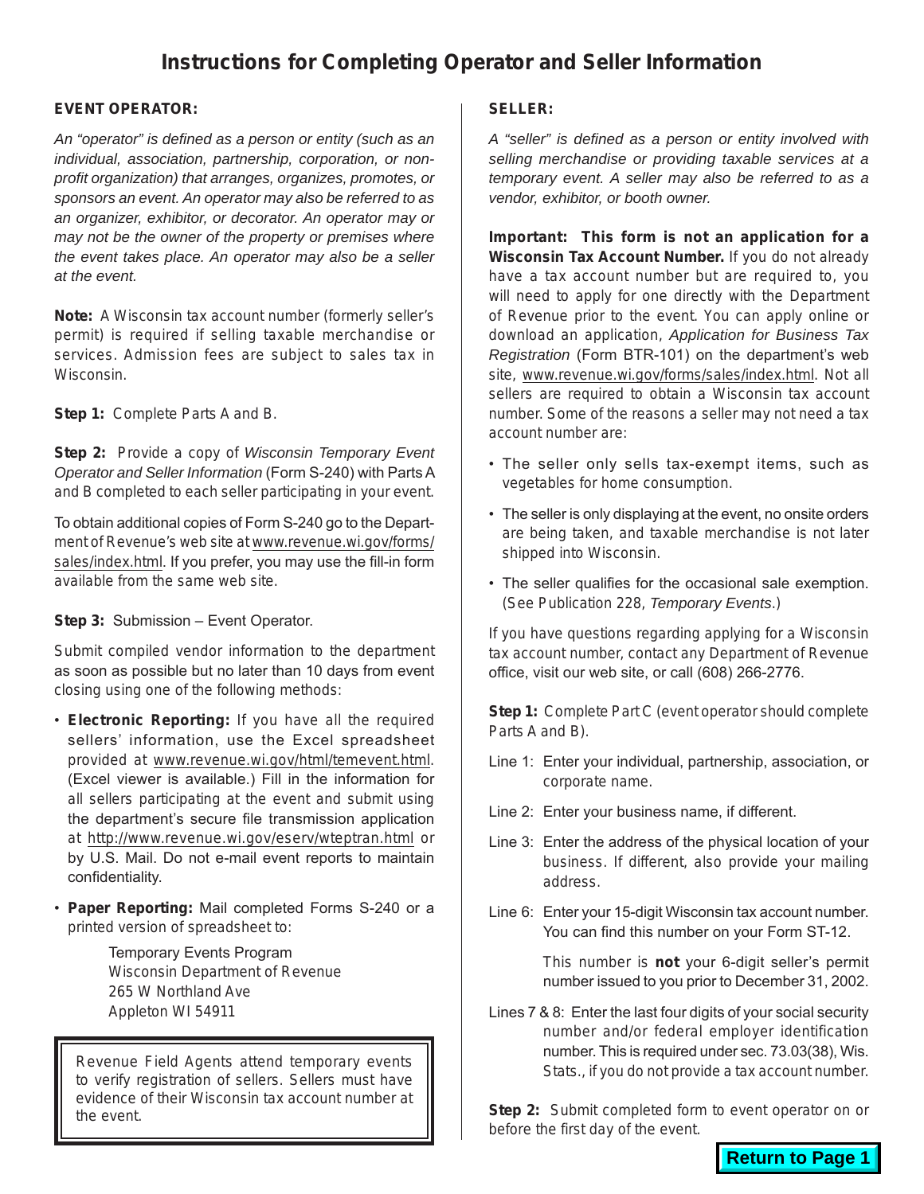# Instructions for Completing Operator and Seller Information

**EVENT OPERATOR:**

*An "operator" is defined as a person or entity (such as an individual, association, partnership, corporation, or non-profit organization) that arranges, organizes, promotes, or sponsors an event. An operator may also be referred to as an organizer, exhibitor, or decorator. An operator may or may not be the owner of the property or premises where the event takes place. An operator may also be a seller at the event.*

**Note:** A Wisconsin tax account number (formerly seller's permit) is required if selling taxable merchandise or services. Admission fees are subject to sales tax in Wisconsin.

**Step 1:** Complete Parts A and B.

**Step 2:** Provide a copy of *Wisconsin Temporary Event Operator and Seller Information* (Form S-240) with Parts A and B completed to each seller participating in your event.

To obtain additional copies of Form S-240 go to the Department of Revenue's web site at www.revenue.wi.gov/forms/sales/index.html. If you prefer, you may use the fill-in form available from the same web site.

**Step 3:** Submission – Event Operator.

Submit compiled vendor information to the department as soon as possible but no later than 10 days from event closing using one of the following methods:

- **Electronic Reporting:** If you have all the required sellers' information, use the Excel spreadsheet provided at www.revenue.wi.gov/html/temevent.html. (Excel viewer is available.) Fill in the information for all sellers participating at the event and submit using the department's secure file transmission application at http://www.revenue.wi.gov/eserv/wteptran.html or by U.S. Mail. Do not e-mail event reports to maintain confidentiality.
- **Paper Reporting:** Mail completed Forms S-240 or a printed version of spreadsheet to:

  Temporary Events Program
  Wisconsin Department of Revenue
  265 W Northland Ave
  Appleton WI 54911

Revenue Field Agents attend temporary events to verify registration of sellers. Sellers must have evidence of their Wisconsin tax account number at the event.

**SELLER:**

*A "seller" is defined as a person or entity involved with selling merchandise or providing taxable services at a temporary event. A seller may also be referred to as a vendor, exhibitor, or booth owner.*

**Important: This form is not an application for a Wisconsin Tax Account Number.** If you do not already have a tax account number but are required to, you will need to apply for one directly with the Department of Revenue prior to the event. You can apply online or download an application, *Application for Business Tax Registration* (Form BTR-101) on the department's web site, www.revenue.wi.gov/forms/sales/index.html. Not all sellers are required to obtain a Wisconsin tax account number. Some of the reasons a seller may not need a tax account number are:

- The seller only sells tax-exempt items, such as vegetables for home consumption.
- The seller is only displaying at the event, no onsite orders are being taken, and taxable merchandise is not later shipped into Wisconsin.
- The seller qualifies for the occasional sale exemption. (See Publication 228, *Temporary Events*.)

If you have questions regarding applying for a Wisconsin tax account number, contact any Department of Revenue office, visit our web site, or call (608) 266-2776.

**Step 1:** Complete Part C (event operator should complete Parts A and B).

Line 1: Enter your individual, partnership, association, or corporate name.

Line 2: Enter your business name, if different.

Line 3: Enter the address of the physical location of your business. If different, also provide your mailing address.

Line 6: Enter your 15-digit Wisconsin tax account number. You can find this number on your Form ST-12.

This number is **not** your 6-digit seller's permit number issued to you prior to December 31, 2002.

Lines 7 & 8: Enter the last four digits of your social security number and/or federal employer identification number. This is required under sec. 73.03(38), Wis. Stats., if you do not provide a tax account number.

**Step 2:** Submit completed form to event operator on or before the first day of the event.

Return to Page 1